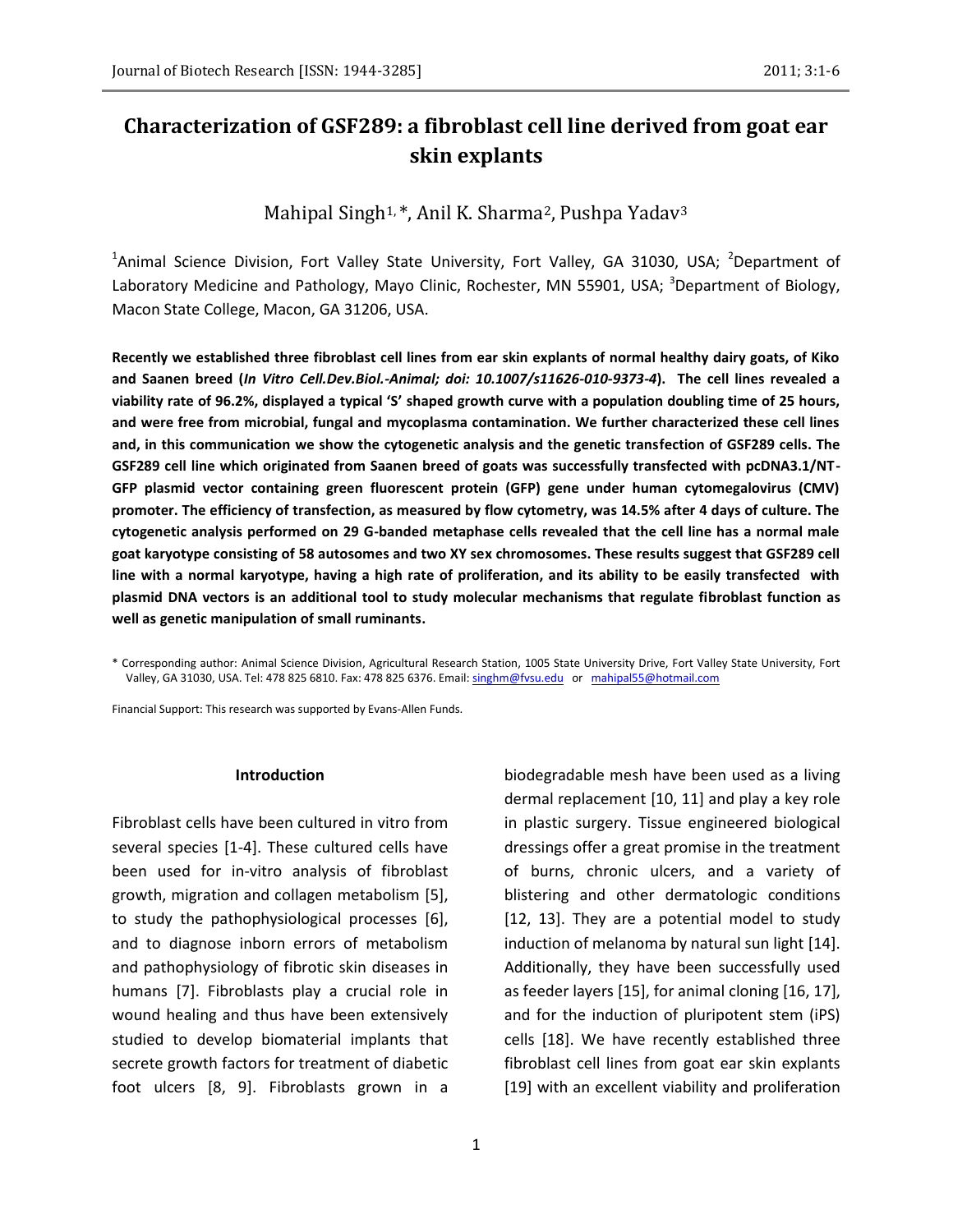# Characterization of GSF289: a fibroblast cell line derived from goat ear skin explants

Mahipal Singh[1,*], Anil K. Sharma[2], Pushpa Yadav[3]

[1]Animal Science Division, Fort Valley State University, Fort Valley, GA 31030, USA; [2]Department of Laboratory Medicine and Pathology, Mayo Clinic, Rochester, MN 55901, USA; [3]Department of Biology, Macon State College, Macon, GA 31206, USA.

**Recently we established three fibroblast cell lines from ear skin explants of normal healthy dairy goats, of Kiko and Saanen breed (*In Vitro Cell.Dev.Biol.-Animal; doi: 10.1007/s11626-010-9373-4*). The cell lines revealed a viability rate of 96.2%, displayed a typical 'S' shaped growth curve with a population doubling time of 25 hours, and were free from microbial, fungal and mycoplasma contamination. We further characterized these cell lines and, in this communication we show the cytogenetic analysis and the genetic transfection of GSF289 cells. The GSF289 cell line which originated from Saanen breed of goats was successfully transfected with pcDNA3.1/NT-GFP plasmid vector containing green fluorescent protein (GFP) gene under human cytomegalovirus (CMV) promoter. The efficiency of transfection, as measured by flow cytometry, was 14.5% after 4 days of culture. The cytogenetic analysis performed on 29 G-banded metaphase cells revealed that the cell line has a normal male goat karyotype consisting of 58 autosomes and two XY sex chromosomes. These results suggest that GSF289 cell line with a normal karyotype, having a high rate of proliferation, and its ability to be easily transfected with plasmid DNA vectors is an additional tool to study molecular mechanisms that regulate fibroblast function as well as genetic manipulation of small ruminants.**

* Corresponding author: Animal Science Division, Agricultural Research Station, 1005 State University Drive, Fort Valley State University, Fort Valley, GA 31030, USA. Tel: 478 825 6810. Fax: 478 825 6376. Email: singhm@fvsu.edu or mahipal55@hotmail.com

Financial Support: This research was supported by Evans-Allen Funds.

## Introduction

Fibroblast cells have been cultured in vitro from several species [1-4]. These cultured cells have been used for in-vitro analysis of fibroblast growth, migration and collagen metabolism [5], to study the pathophysiological processes [6], and to diagnose inborn errors of metabolism and pathophysiology of fibrotic skin diseases in humans [7]. Fibroblasts play a crucial role in wound healing and thus have been extensively studied to develop biomaterial implants that secrete growth factors for treatment of diabetic foot ulcers [8, 9]. Fibroblasts grown in a biodegradable mesh have been used as a living dermal replacement [10, 11] and play a key role in plastic surgery. Tissue engineered biological dressings offer a great promise in the treatment of burns, chronic ulcers, and a variety of blistering and other dermatologic conditions [12, 13]. They are a potential model to study induction of melanoma by natural sun light [14]. Additionally, they have been successfully used as feeder layers [15], for animal cloning [16, 17], and for the induction of pluripotent stem (iPS) cells [18]. We have recently established three fibroblast cell lines from goat ear skin explants [19] with an excellent viability and proliferation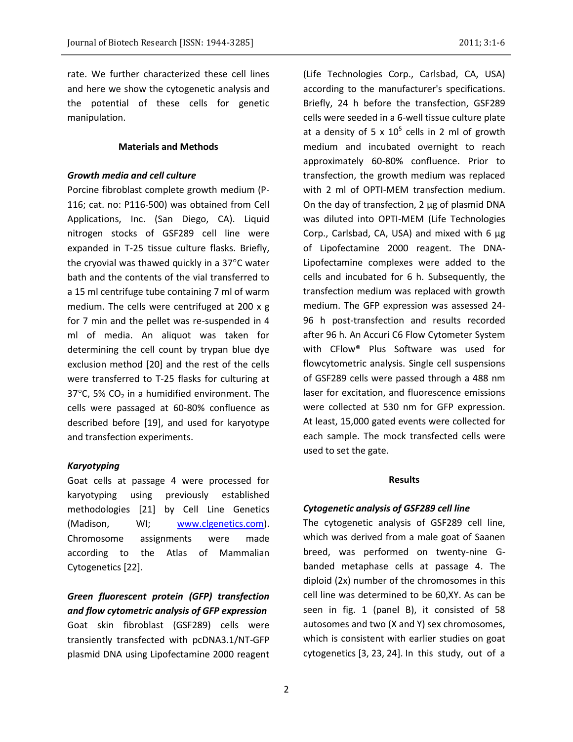rate. We further characterized these cell lines and here we show the cytogenetic analysis and the potential of these cells for genetic manipulation.

## Materials and Methods

### *Growth media and cell culture*

Porcine fibroblast complete growth medium (P-116; cat. no: P116-500) was obtained from Cell Applications, Inc. (San Diego, CA). Liquid nitrogen stocks of GSF289 cell line were expanded in T-25 tissue culture flasks. Briefly, the cryovial was thawed quickly in a 37°C water bath and the contents of the vial transferred to a 15 ml centrifuge tube containing 7 ml of warm medium. The cells were centrifuged at 200 x g for 7 min and the pellet was re-suspended in 4 ml of media. An aliquot was taken for determining the cell count by trypan blue dye exclusion method [20] and the rest of the cells were transferred to T-25 flasks for culturing at 37°C, 5% $CO_2$ in a humidified environment. The cells were passaged at 60-80% confluence as described before [19], and used for karyotype and transfection experiments.

### *Karyotyping*

Goat cells at passage 4 were processed for karyotyping using previously established methodologies [21] by Cell Line Genetics (Madison, WI; www.clgenetics.com). Chromosome assignments were made according to the Atlas of Mammalian Cytogenetics [22].

### *Green fluorescent protein (GFP) transfection and flow cytometric analysis of GFP expression*

Goat skin fibroblast (GSF289) cells were transiently transfected with pcDNA3.1/NT-GFP plasmid DNA using Lipofectamine 2000 reagent (Life Technologies Corp., Carlsbad, CA, USA) according to the manufacturer's specifications. Briefly, 24 h before the transfection, GSF289 cells were seeded in a 6-well tissue culture plate at a density of 5 x $10^5$ cells in 2 ml of growth medium and incubated overnight to reach approximately 60-80% confluence. Prior to transfection, the growth medium was replaced with 2 ml of OPTI-MEM transfection medium. On the day of transfection, 2 µg of plasmid DNA was diluted into OPTI-MEM (Life Technologies Corp., Carlsbad, CA, USA) and mixed with 6 µg of Lipofectamine 2000 reagent. The DNA-Lipofectamine complexes were added to the cells and incubated for 6 h. Subsequently, the transfection medium was replaced with growth medium. The GFP expression was assessed 24-96 h post-transfection and results recorded after 96 h. An Accuri C6 Flow Cytometer System with CFlow® Plus Software was used for flowcytometric analysis. Single cell suspensions of GSF289 cells were passed through a 488 nm laser for excitation, and fluorescence emissions were collected at 530 nm for GFP expression. At least, 15,000 gated events were collected for each sample. The mock transfected cells were used to set the gate.

## Results

### *Cytogenetic analysis of GSF289 cell line*

The cytogenetic analysis of GSF289 cell line, which was derived from a male goat of Saanen breed, was performed on twenty-nine G-banded metaphase cells at passage 4. The diploid (2x) number of the chromosomes in this cell line was determined to be 60,XY. As can be seen in fig. 1 (panel B), it consisted of 58 autosomes and two (X and Y) sex chromosomes, which is consistent with earlier studies on goat cytogenetics [3, 23, 24]. In this study, out of a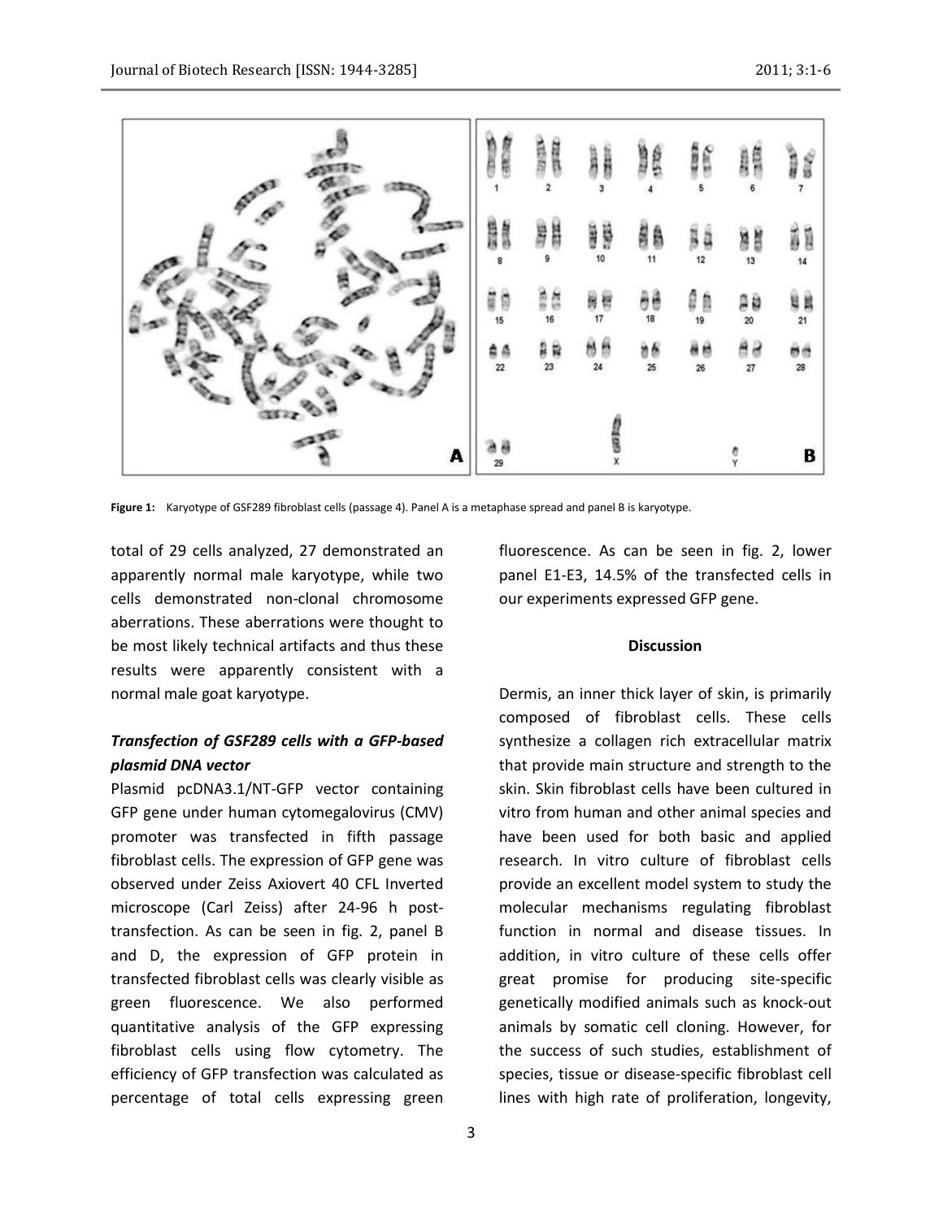Figure 1: Karyotype of GSF289 fibroblast cells (passage 4). Panel A is a metaphase spread and panel B is karyotype.

total of 29 cells analyzed, 27 demonstrated an apparently normal male karyotype, while two cells demonstrated non-clonal chromosome aberrations. These aberrations were thought to be most likely technical artifacts and thus these results were apparently consistent with a normal male goat karyotype.

### *Transfection of GSF289 cells with a GFP-based plasmid DNA vector*

Plasmid pcDNA3.1/NT-GFP vector containing GFP gene under human cytomegalovirus (CMV) promoter was transfected in fifth passage fibroblast cells. The expression of GFP gene was observed under Zeiss Axiovert 40 CFL Inverted microscope (Carl Zeiss) after 24-96 h post-transfection. As can be seen in fig. 2, panel B and D, the expression of GFP protein in transfected fibroblast cells was clearly visible as green fluorescence. We also performed quantitative analysis of the GFP expressing fibroblast cells using flow cytometry. The efficiency of GFP transfection was calculated as percentage of total cells expressing green fluorescence. As can be seen in fig. 2, lower panel E1-E3, 14.5% of the transfected cells in our experiments expressed GFP gene.

## Discussion

Dermis, an inner thick layer of skin, is primarily composed of fibroblast cells. These cells synthesize a collagen rich extracellular matrix that provide main structure and strength to the skin. Skin fibroblast cells have been cultured in vitro from human and other animal species and have been used for both basic and applied research. In vitro culture of fibroblast cells provide an excellent model system to study the molecular mechanisms regulating fibroblast function in normal and disease tissues. In addition, in vitro culture of these cells offer great promise for producing site-specific genetically modified animals such as knock-out animals by somatic cell cloning. However, for the success of such studies, establishment of species, tissue or disease-specific fibroblast cell lines with high rate of proliferation, longevity,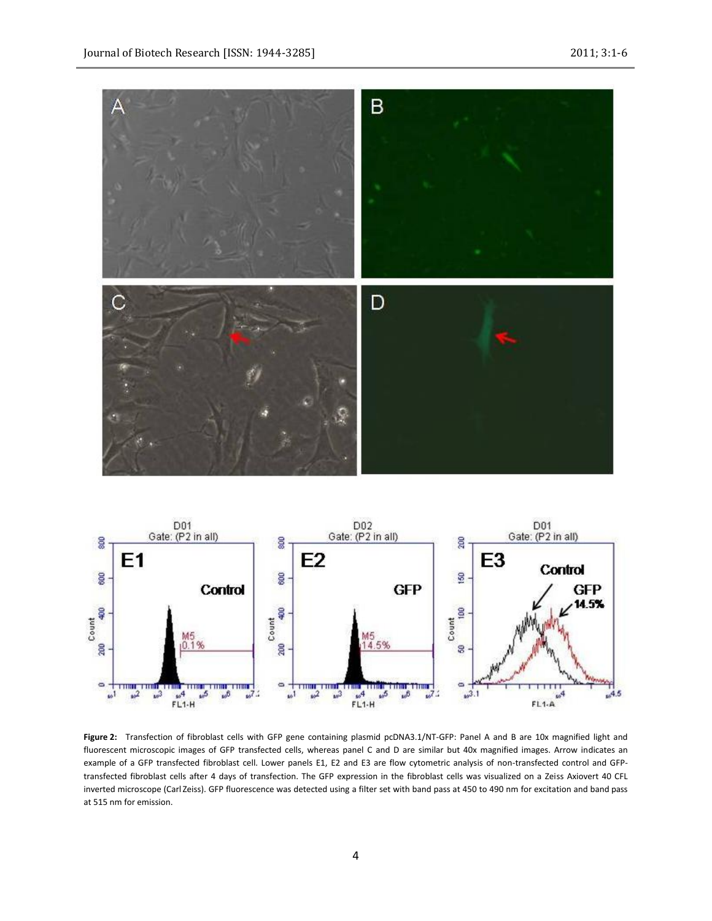**Figure 2:** Transfection of fibroblast cells with GFP gene containing plasmid pcDNA3.1/NT-GFP: Panel A and B are 10x magnified light and fluorescent microscopic images of GFP transfected cells, whereas panel C and D are similar but 40x magnified images. Arrow indicates an example of a GFP transfected fibroblast cell. Lower panels E1, E2 and E3 are flow cytometric analysis of non-transfected control and GFP-transfected fibroblast cells after 4 days of transfection. The GFP expression in the fibroblast cells was visualized on a Zeiss Axiovert 40 CFL inverted microscope (Carl Zeiss). GFP fluorescence was detected using a filter set with band pass at 450 to 490 nm for excitation and band pass at 515 nm for emission.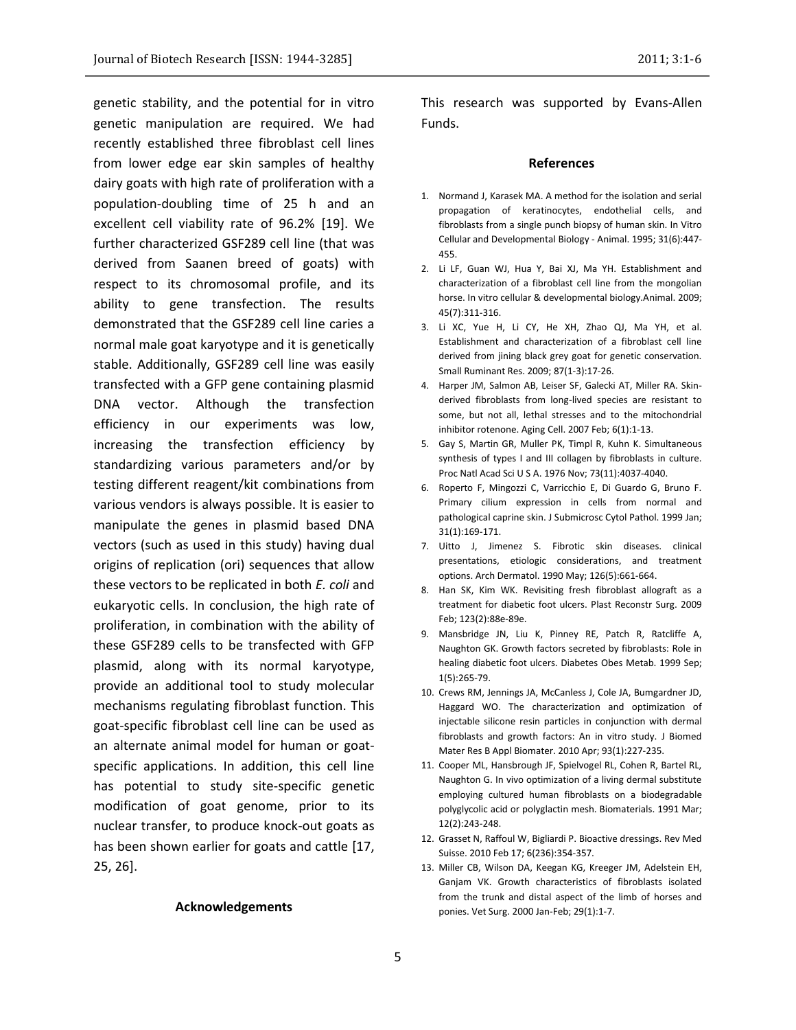genetic stability, and the potential for in vitro genetic manipulation are required. We had recently established three fibroblast cell lines from lower edge ear skin samples of healthy dairy goats with high rate of proliferation with a population-doubling time of 25 h and an excellent cell viability rate of 96.2% [19]. We further characterized GSF289 cell line (that was derived from Saanen breed of goats) with respect to its chromosomal profile, and its ability to gene transfection. The results demonstrated that the GSF289 cell line caries a normal male goat karyotype and it is genetically stable. Additionally, GSF289 cell line was easily transfected with a GFP gene containing plasmid DNA vector. Although the transfection efficiency in our experiments was low, increasing the transfection efficiency by standardizing various parameters and/or by testing different reagent/kit combinations from various vendors is always possible. It is easier to manipulate the genes in plasmid based DNA vectors (such as used in this study) having dual origins of replication (ori) sequences that allow these vectors to be replicated in both *E. coli* and eukaryotic cells. In conclusion, the high rate of proliferation, in combination with the ability of these GSF289 cells to be transfected with GFP plasmid, along with its normal karyotype, provide an additional tool to study molecular mechanisms regulating fibroblast function. This goat-specific fibroblast cell line can be used as an alternate animal model for human or goat-specific applications. In addition, this cell line has potential to study site-specific genetic modification of goat genome, prior to its nuclear transfer, to produce knock-out goats as has been shown earlier for goats and cattle [17, 25, 26].

## Acknowledgements

This research was supported by Evans-Allen Funds.

## References

1. Normand J, Karasek MA. A method for the isolation and serial propagation of keratinocytes, endothelial cells, and fibroblasts from a single punch biopsy of human skin. In Vitro Cellular and Developmental Biology - Animal. 1995; 31(6):447-455.
2. Li LF, Guan WJ, Hua Y, Bai XJ, Ma YH. Establishment and characterization of a fibroblast cell line from the mongolian horse. In vitro cellular & developmental biology.Animal. 2009; 45(7):311-316.
3. Li XC, Yue H, Li CY, He XH, Zhao QJ, Ma YH, et al. Establishment and characterization of a fibroblast cell line derived from jining black grey goat for genetic conservation. Small Ruminant Res. 2009; 87(1-3):17-26.
4. Harper JM, Salmon AB, Leiser SF, Galecki AT, Miller RA. Skin-derived fibroblasts from long-lived species are resistant to some, but not all, lethal stresses and to the mitochondrial inhibitor rotenone. Aging Cell. 2007 Feb; 6(1):1-13.
5. Gay S, Martin GR, Muller PK, Timpl R, Kuhn K. Simultaneous synthesis of types I and III collagen by fibroblasts in culture. Proc Natl Acad Sci U S A. 1976 Nov; 73(11):4037-4040.
6. Roperto F, Mingozzi C, Varricchio E, Di Guardo G, Bruno F. Primary cilium expression in cells from normal and pathological caprine skin. J Submicrosc Cytol Pathol. 1999 Jan; 31(1):169-171.
7. Uitto J, Jimenez S. Fibrotic skin diseases. clinical presentations, etiologic considerations, and treatment options. Arch Dermatol. 1990 May; 126(5):661-664.
8. Han SK, Kim WK. Revisiting fresh fibroblast allograft as a treatment for diabetic foot ulcers. Plast Reconstr Surg. 2009 Feb; 123(2):88e-89e.
9. Mansbridge JN, Liu K, Pinney RE, Patch R, Ratcliffe A, Naughton GK. Growth factors secreted by fibroblasts: Role in healing diabetic foot ulcers. Diabetes Obes Metab. 1999 Sep; 1(5):265-79.
10. Crews RM, Jennings JA, McCanless J, Cole JA, Bumgardner JD, Haggard WO. The characterization and optimization of injectable silicone resin particles in conjunction with dermal fibroblasts and growth factors: An in vitro study. J Biomed Mater Res B Appl Biomater. 2010 Apr; 93(1):227-235.
11. Cooper ML, Hansbrough JF, Spielvogel RL, Cohen R, Bartel RL, Naughton G. In vivo optimization of a living dermal substitute employing cultured human fibroblasts on a biodegradable polyglycolic acid or polyglactin mesh. Biomaterials. 1991 Mar; 12(2):243-248.
12. Grasset N, Raffoul W, Bigliardi P. Bioactive dressings. Rev Med Suisse. 2010 Feb 17; 6(236):354-357.
13. Miller CB, Wilson DA, Keegan KG, Kreeger JM, Adelstein EH, Ganjam VK. Growth characteristics of fibroblasts isolated from the trunk and distal aspect of the limb of horses and ponies. Vet Surg. 2000 Jan-Feb; 29(1):1-7.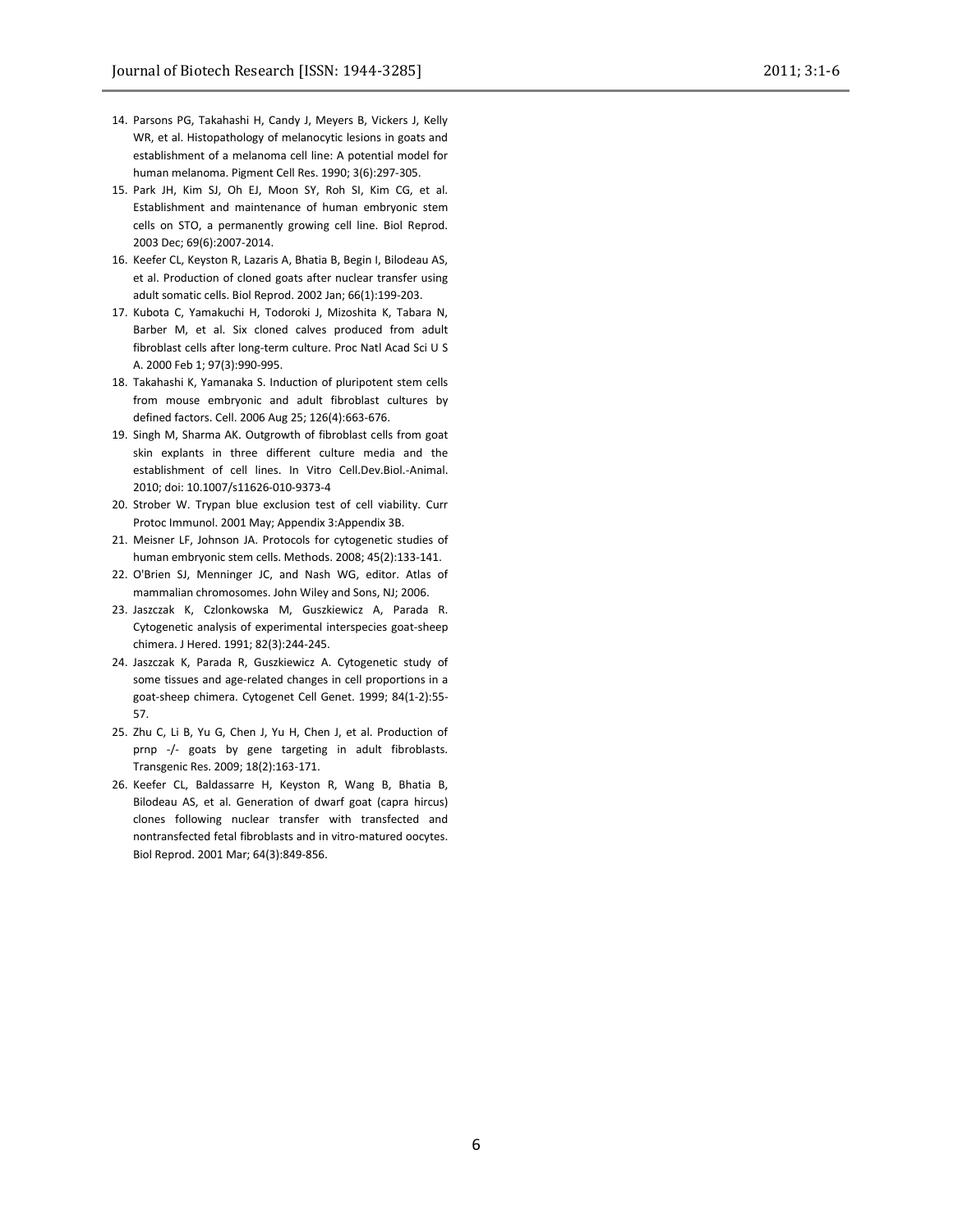14. Parsons PG, Takahashi H, Candy J, Meyers B, Vickers J, Kelly WR, et al. Histopathology of melanocytic lesions in goats and establishment of a melanoma cell line: A potential model for human melanoma. Pigment Cell Res. 1990; 3(6):297-305.
15. Park JH, Kim SJ, Oh EJ, Moon SY, Roh SI, Kim CG, et al. Establishment and maintenance of human embryonic stem cells on STO, a permanently growing cell line. Biol Reprod. 2003 Dec; 69(6):2007-2014.
16. Keefer CL, Keyston R, Lazaris A, Bhatia B, Begin I, Bilodeau AS, et al. Production of cloned goats after nuclear transfer using adult somatic cells. Biol Reprod. 2002 Jan; 66(1):199-203.
17. Kubota C, Yamakuchi H, Todoroki J, Mizoshita K, Tabara N, Barber M, et al. Six cloned calves produced from adult fibroblast cells after long-term culture. Proc Natl Acad Sci U S A. 2000 Feb 1; 97(3):990-995.
18. Takahashi K, Yamanaka S. Induction of pluripotent stem cells from mouse embryonic and adult fibroblast cultures by defined factors. Cell. 2006 Aug 25; 126(4):663-676.
19. Singh M, Sharma AK. Outgrowth of fibroblast cells from goat skin explants in three different culture media and the establishment of cell lines. In Vitro Cell.Dev.Biol.-Animal. 2010; doi: 10.1007/s11626-010-9373-4
20. Strober W. Trypan blue exclusion test of cell viability. Curr Protoc Immunol. 2001 May; Appendix 3:Appendix 3B.
21. Meisner LF, Johnson JA. Protocols for cytogenetic studies of human embryonic stem cells. Methods. 2008; 45(2):133-141.
22. O'Brien SJ, Menninger JC, and Nash WG, editor. Atlas of mammalian chromosomes. John Wiley and Sons, NJ; 2006.
23. Jaszczak K, Czlonkowska M, Guszkiewicz A, Parada R. Cytogenetic analysis of experimental interspecies goat-sheep chimera. J Hered. 1991; 82(3):244-245.
24. Jaszczak K, Parada R, Guszkiewicz A. Cytogenetic study of some tissues and age-related changes in cell proportions in a goat-sheep chimera. Cytogenet Cell Genet. 1999; 84(1-2):55-57.
25. Zhu C, Li B, Yu G, Chen J, Yu H, Chen J, et al. Production of prnp -/- goats by gene targeting in adult fibroblasts. Transgenic Res. 2009; 18(2):163-171.
26. Keefer CL, Baldassarre H, Keyston R, Wang B, Bhatia B, Bilodeau AS, et al. Generation of dwarf goat (capra hircus) clones following nuclear transfer with transfected and nontransfected fetal fibroblasts and in vitro-matured oocytes. Biol Reprod. 2001 Mar; 64(3):849-856.